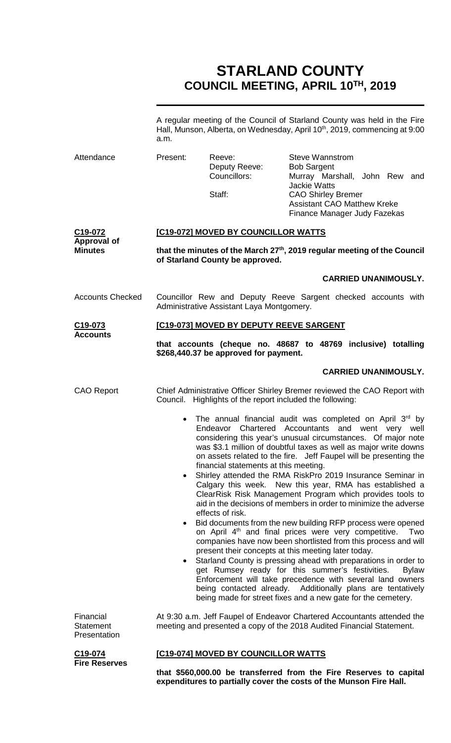# STARLAND COUNTY
## COUNCIL MEETING, APRIL 10TH, 2019

A regular meeting of the Council of Starland County was held in the Fire Hall, Munson, Alberta, on Wednesday, April 10th, 2019, commencing at 9:00 a.m.

Attendance

| Present: | Reeve: | Steve Wannstrom |
|---|---|---|
| | Deputy Reeve: | Bob Sargent |
| | Councillors: | Murray Marshall, John Rew and Jackie Watts |
| | Staff: | CAO Shirley Bremer |
| | | Assistant CAO Matthew Kreke |
| | | Finance Manager Judy Fazekas |

**C19-072**
**Approval of Minutes**

**[C19-072] MOVED BY COUNCILLOR WATTS**

**that the minutes of the March 27th, 2019 regular meeting of the Council of Starland County be approved.**

**CARRIED UNANIMOUSLY.**

Accounts Checked

Councillor Rew and Deputy Reeve Sargent checked accounts with Administrative Assistant Laya Montgomery.

**C19-073**
**Accounts**

**[C19-073] MOVED BY DEPUTY REEVE SARGENT**

**that accounts (cheque no. 48687 to 48769 inclusive) totalling $268,440.37 be approved for payment.**

**CARRIED UNANIMOUSLY.**

CAO Report

Chief Administrative Officer Shirley Bremer reviewed the CAO Report with Council. Highlights of the report included the following:

- The annual financial audit was completed on April 3rd by Endeavor Chartered Accountants and went very well considering this year's unusual circumstances. Of major note was $3.1 million of doubtful taxes as well as major write downs on assets related to the fire. Jeff Faupel will be presenting the financial statements at this meeting.
- Shirley attended the RMA RiskPro 2019 Insurance Seminar in Calgary this week. New this year, RMA has established a ClearRisk Risk Management Program which provides tools to aid in the decisions of members in order to minimize the adverse effects of risk.
- Bid documents from the new building RFP process were opened on April 4th and final prices were very competitive. Two companies have now been shortlisted from this process and will present their concepts at this meeting later today.
- Starland County is pressing ahead with preparations in order to get Rumsey ready for this summer's festivities. Bylaw Enforcement will take precedence with several land owners being contacted already. Additionally plans are tentatively being made for street fixes and a new gate for the cemetery.

Financial Statement Presentation

At 9:30 a.m. Jeff Faupel of Endeavor Chartered Accountants attended the meeting and presented a copy of the 2018 Audited Financial Statement.

**C19-074**
**Fire Reserves**

**[C19-074] MOVED BY COUNCILLOR WATTS**

**that $560,000.00 be transferred from the Fire Reserves to capital expenditures to partially cover the costs of the Munson Fire Hall.**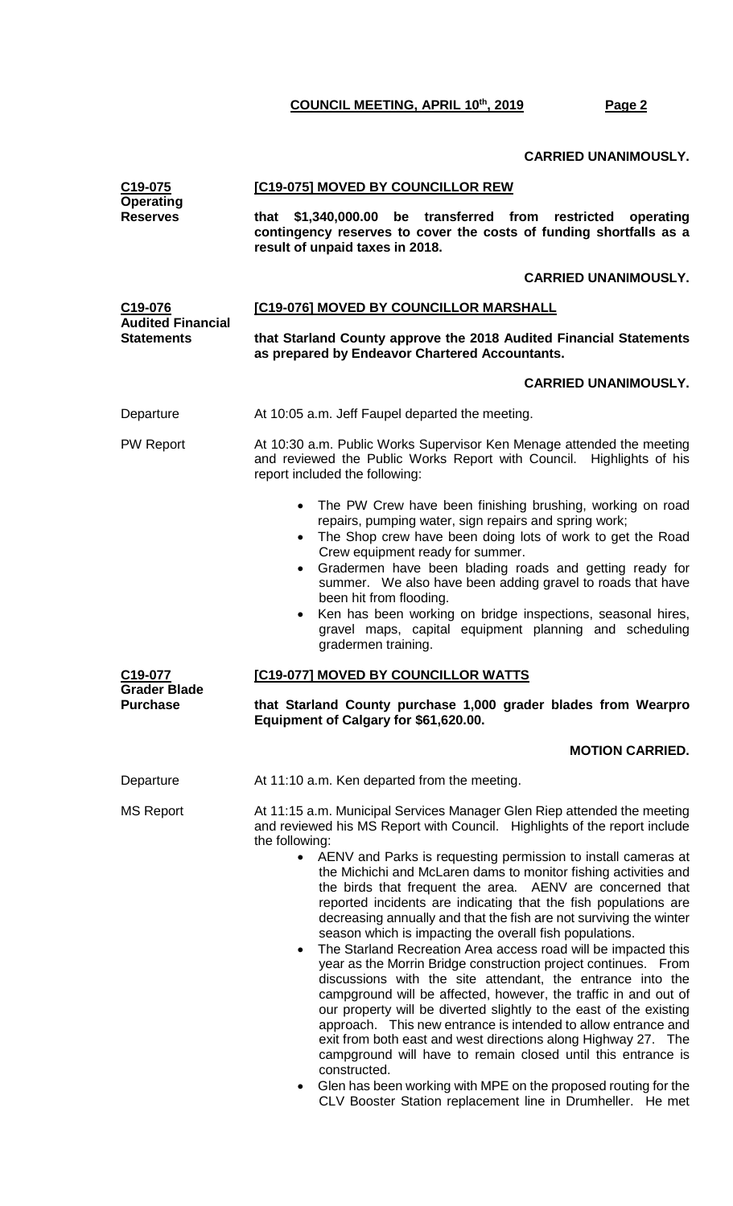**CARRIED UNANIMOUSLY.**

**C19-075 Operating Reserves**

**[C19-075] MOVED BY COUNCILLOR REW**

**that $1,340,000.00 be transferred from restricted operating contingency reserves to cover the costs of funding shortfalls as a result of unpaid taxes in 2018.**

**CARRIED UNANIMOUSLY.**

**C19-076 Audited Financial Statements**

**[C19-076] MOVED BY COUNCILLOR MARSHALL**

**that Starland County approve the 2018 Audited Financial Statements as prepared by Endeavor Chartered Accountants.**

**CARRIED UNANIMOUSLY.**

Departure — At 10:05 a.m. Jeff Faupel departed the meeting.

PW Report — At 10:30 a.m. Public Works Supervisor Ken Menage attended the meeting and reviewed the Public Works Report with Council. Highlights of his report included the following:

- The PW Crew have been finishing brushing, working on road repairs, pumping water, sign repairs and spring work;
- The Shop crew have been doing lots of work to get the Road Crew equipment ready for summer.
- Gradermen have been blading roads and getting ready for summer. We also have been adding gravel to roads that have been hit from flooding.
- Ken has been working on bridge inspections, seasonal hires, gravel maps, capital equipment planning and scheduling gradermen training.

**C19-077 Grader Blade Purchase**

**[C19-077] MOVED BY COUNCILLOR WATTS**

**that Starland County purchase 1,000 grader blades from Wearpro Equipment of Calgary for $61,620.00.**

**MOTION CARRIED.**

Departure — At 11:10 a.m. Ken departed from the meeting.

MS Report — At 11:15 a.m. Municipal Services Manager Glen Riep attended the meeting and reviewed his MS Report with Council. Highlights of the report include the following:

- AENV and Parks is requesting permission to install cameras at the Michichi and McLaren dams to monitor fishing activities and the birds that frequent the area. AENV are concerned that reported incidents are indicating that the fish populations are decreasing annually and that the fish are not surviving the winter season which is impacting the overall fish populations.
- The Starland Recreation Area access road will be impacted this year as the Morrin Bridge construction project continues. From discussions with the site attendant, the entrance into the campground will be affected, however, the traffic in and out of our property will be diverted slightly to the east of the existing approach. This new entrance is intended to allow entrance and exit from both east and west directions along Highway 27. The campground will have to remain closed until this entrance is constructed.
- Glen has been working with MPE on the proposed routing for the CLV Booster Station replacement line in Drumheller. He met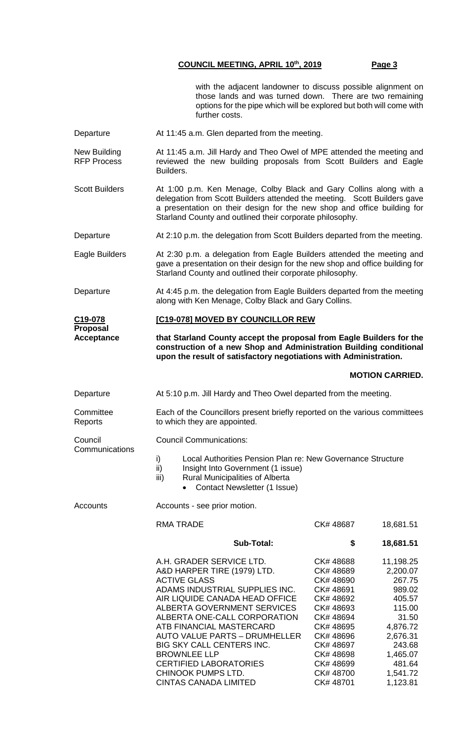with the adjacent landowner to discuss possible alignment on those lands and was turned down. There are two remaining options for the pipe which will be explored but both will come with further costs.

**Departure**

At 11:45 a.m. Glen departed from the meeting.

**New Building RFP Process**

At 11:45 a.m. Jill Hardy and Theo Owel of MPE attended the meeting and reviewed the new building proposals from Scott Builders and Eagle Builders.

**Scott Builders**

At 1:00 p.m. Ken Menage, Colby Black and Gary Collins along with a delegation from Scott Builders attended the meeting. Scott Builders gave a presentation on their design for the new shop and office building for Starland County and outlined their corporate philosophy.

**Departure**

At 2:10 p.m. the delegation from Scott Builders departed from the meeting.

**Eagle Builders**

At 2:30 p.m. a delegation from Eagle Builders attended the meeting and gave a presentation on their design for the new shop and office building for Starland County and outlined their corporate philosophy.

**Departure**

At 4:45 p.m. the delegation from Eagle Builders departed from the meeting along with Ken Menage, Colby Black and Gary Collins.

**C19-078 Proposal Acceptance**

**[C19-078] MOVED BY COUNCILLOR REW**

**that Starland County accept the proposal from Eagle Builders for the construction of a new Shop and Administration Building conditional upon the result of satisfactory negotiations with Administration.**

**MOTION CARRIED.**

**Departure**

At 5:10 p.m. Jill Hardy and Theo Owel departed from the meeting.

**Committee Reports**

Each of the Councillors present briefly reported on the various committees to which they are appointed.

**Council Communications**

Council Communications:

i) Local Authorities Pension Plan re: New Governance Structure
ii) Insight Into Government (1 issue)
iii) Rural Municipalities of Alberta
  - Contact Newsletter (1 Issue)

**Accounts**

Accounts - see prior motion.

| | | |
|---|---|---|
| RMA TRADE | CK# 48687 | 18,681.51 |
| **Sub-Total:** | **$** | **18,681.51** |
| A.H. GRADER SERVICE LTD. | CK# 48688 | 11,198.25 |
| A&D HARPER TIRE (1979) LTD. | CK# 48689 | 2,200.07 |
| ACTIVE GLASS | CK# 48690 | 267.75 |
| ADAMS INDUSTRIAL SUPPLIES INC. | CK# 48691 | 989.02 |
| AIR LIQUIDE CANADA HEAD OFFICE | CK# 48692 | 405.57 |
| ALBERTA GOVERNMENT SERVICES | CK# 48693 | 115.00 |
| ALBERTA ONE-CALL CORPORATION | CK# 48694 | 31.50 |
| ATB FINANCIAL MASTERCARD | CK# 48695 | 4,876.72 |
| AUTO VALUE PARTS – DRUMHELLER | CK# 48696 | 2,676.31 |
| BIG SKY CALL CENTERS INC. | CK# 48697 | 243.68 |
| BROWNLEE LLP | CK# 48698 | 1,465.07 |
| CERTIFIED LABORATORIES | CK# 48699 | 481.64 |
| CHINOOK PUMPS LTD. | CK# 48700 | 1,541.72 |
| CINTAS CANADA LIMITED | CK# 48701 | 1,123.81 |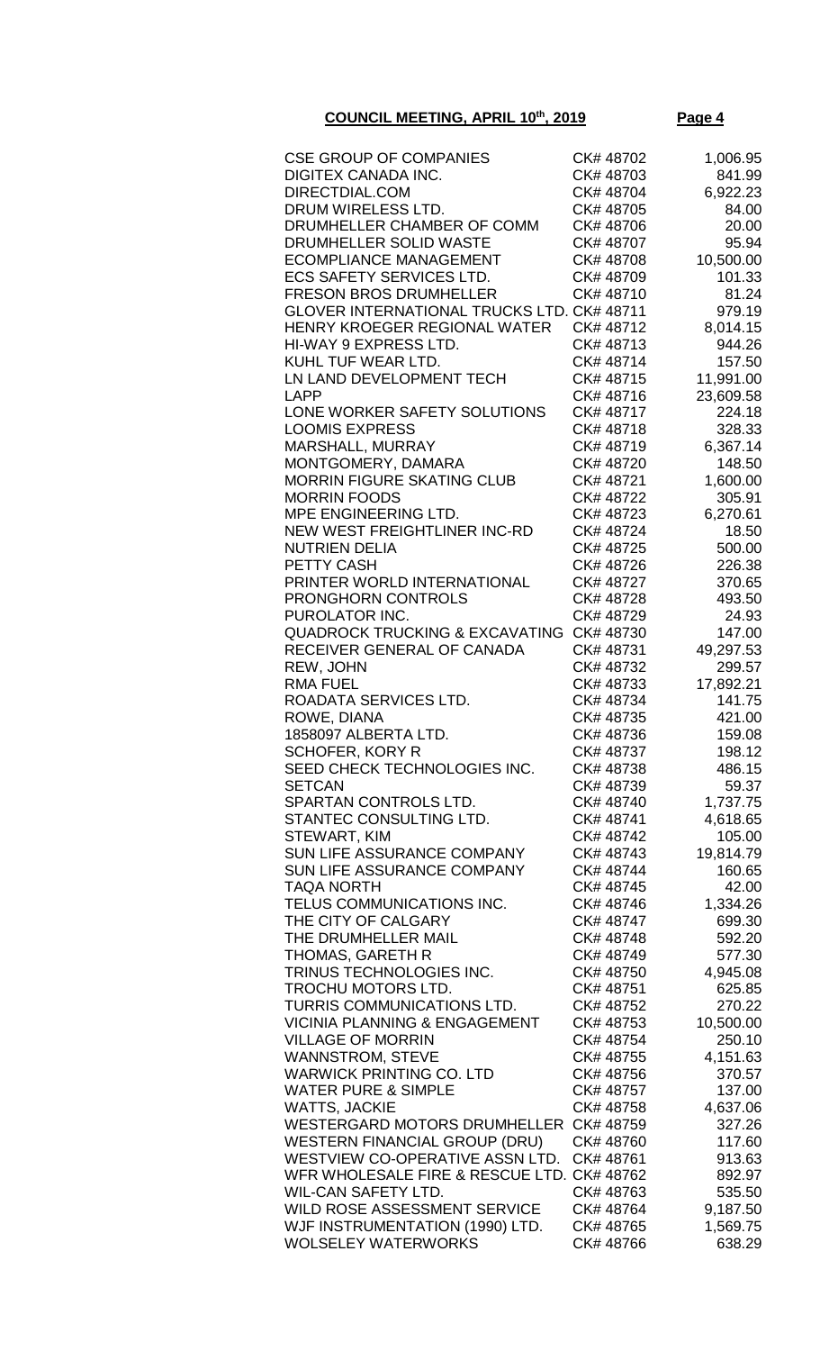**COUNCIL MEETING, APRIL 10th, 2019**

| | | |
|---|---|---|
| CSE GROUP OF COMPANIES | CK# 48702 | 1,006.95 |
| DIGITEX CANADA INC. | CK# 48703 | 841.99 |
| DIRECTDIAL.COM | CK# 48704 | 6,922.23 |
| DRUM WIRELESS LTD. | CK# 48705 | 84.00 |
| DRUMHELLER CHAMBER OF COMM | CK# 48706 | 20.00 |
| DRUMHELLER SOLID WASTE | CK# 48707 | 95.94 |
| ECOMPLIANCE MANAGEMENT | CK# 48708 | 10,500.00 |
| ECS SAFETY SERVICES LTD. | CK# 48709 | 101.33 |
| FRESON BROS DRUMHELLER | CK# 48710 | 81.24 |
| GLOVER INTERNATIONAL TRUCKS LTD. | CK# 48711 | 979.19 |
| HENRY KROEGER REGIONAL WATER | CK# 48712 | 8,014.15 |
| HI-WAY 9 EXPRESS LTD. | CK# 48713 | 944.26 |
| KUHL TUF WEAR LTD. | CK# 48714 | 157.50 |
| LN LAND DEVELOPMENT TECH | CK# 48715 | 11,991.00 |
| LAPP | CK# 48716 | 23,609.58 |
| LONE WORKER SAFETY SOLUTIONS | CK# 48717 | 224.18 |
| LOOMIS EXPRESS | CK# 48718 | 328.33 |
| MARSHALL, MURRAY | CK# 48719 | 6,367.14 |
| MONTGOMERY, DAMARA | CK# 48720 | 148.50 |
| MORRIN FIGURE SKATING CLUB | CK# 48721 | 1,600.00 |
| MORRIN FOODS | CK# 48722 | 305.91 |
| MPE ENGINEERING LTD. | CK# 48723 | 6,270.61 |
| NEW WEST FREIGHTLINER INC-RD | CK# 48724 | 18.50 |
| NUTRIEN DELIA | CK# 48725 | 500.00 |
| PETTY CASH | CK# 48726 | 226.38 |
| PRINTER WORLD INTERNATIONAL | CK# 48727 | 370.65 |
| PRONGHORN CONTROLS | CK# 48728 | 493.50 |
| PUROLATOR INC. | CK# 48729 | 24.93 |
| QUADROCK TRUCKING & EXCAVATING | CK# 48730 | 147.00 |
| RECEIVER GENERAL OF CANADA | CK# 48731 | 49,297.53 |
| REW, JOHN | CK# 48732 | 299.57 |
| RMA FUEL | CK# 48733 | 17,892.21 |
| ROADATA SERVICES LTD. | CK# 48734 | 141.75 |
| ROWE, DIANA | CK# 48735 | 421.00 |
| 1858097 ALBERTA LTD. | CK# 48736 | 159.08 |
| SCHOFER, KORY R | CK# 48737 | 198.12 |
| SEED CHECK TECHNOLOGIES INC. | CK# 48738 | 486.15 |
| SETCAN | CK# 48739 | 59.37 |
| SPARTAN CONTROLS LTD. | CK# 48740 | 1,737.75 |
| STANTEC CONSULTING LTD. | CK# 48741 | 4,618.65 |
| STEWART, KIM | CK# 48742 | 105.00 |
| SUN LIFE ASSURANCE COMPANY | CK# 48743 | 19,814.79 |
| SUN LIFE ASSURANCE COMPANY | CK# 48744 | 160.65 |
| TAQA NORTH | CK# 48745 | 42.00 |
| TELUS COMMUNICATIONS INC. | CK# 48746 | 1,334.26 |
| THE CITY OF CALGARY | CK# 48747 | 699.30 |
| THE DRUMHELLER MAIL | CK# 48748 | 592.20 |
| THOMAS, GARETH R | CK# 48749 | 577.30 |
| TRINUS TECHNOLOGIES INC. | CK# 48750 | 4,945.08 |
| TROCHU MOTORS LTD. | CK# 48751 | 625.85 |
| TURRIS COMMUNICATIONS LTD. | CK# 48752 | 270.22 |
| VICINIA PLANNING & ENGAGEMENT | CK# 48753 | 10,500.00 |
| VILLAGE OF MORRIN | CK# 48754 | 250.10 |
| WANNSTROM, STEVE | CK# 48755 | 4,151.63 |
| WARWICK PRINTING CO. LTD | CK# 48756 | 370.57 |
| WATER PURE & SIMPLE | CK# 48757 | 137.00 |
| WATTS, JACKIE | CK# 48758 | 4,637.06 |
| WESTERGARD MOTORS DRUMHELLER | CK# 48759 | 327.26 |
| WESTERN FINANCIAL GROUP (DRU) | CK# 48760 | 117.60 |
| WESTVIEW CO-OPERATIVE ASSN LTD. | CK# 48761 | 913.63 |
| WFR WHOLESALE FIRE & RESCUE LTD. | CK# 48762 | 892.97 |
| WIL-CAN SAFETY LTD. | CK# 48763 | 535.50 |
| WILD ROSE ASSESSMENT SERVICE | CK# 48764 | 9,187.50 |
| WJF INSTRUMENTATION (1990) LTD. | CK# 48765 | 1,569.75 |
| WOLSELEY WATERWORKS | CK# 48766 | 638.29 |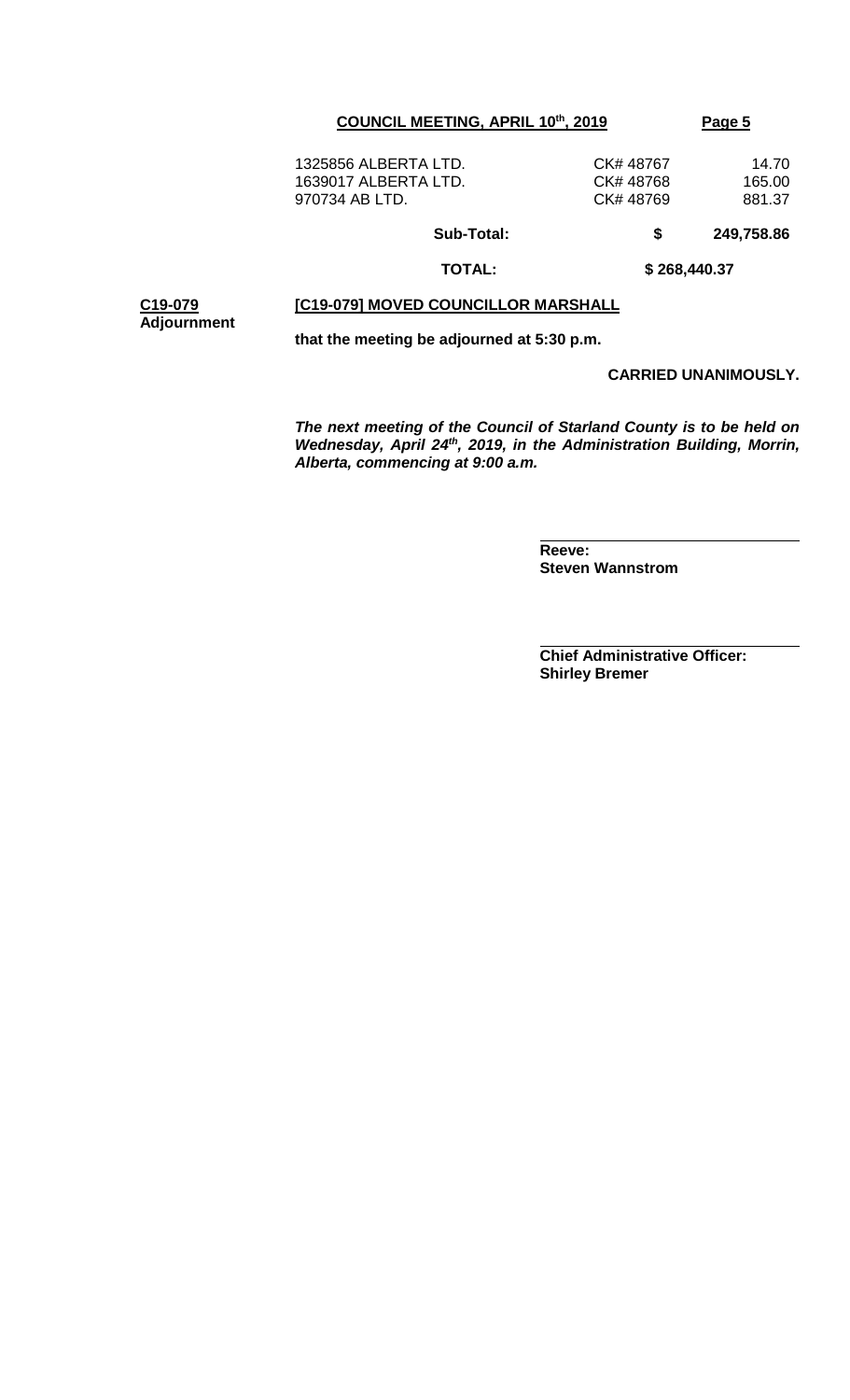| | | |
|---|---|---|
| 1325856 ALBERTA LTD. | CK# 48767 | 14.70 |
| 1639017 ALBERTA LTD. | CK# 48768 | 165.00 |
| 970734 AB LTD. | CK# 48769 | 881.37 |
| **Sub-Total:** | **$** | **249,758.86** |
| **TOTAL:** | **$ 268,440.37** | |

**C19-079**
**Adjournment**

**[C19-079] MOVED COUNCILLOR MARSHALL**

**that the meeting be adjourned at 5:30 p.m.**

**CARRIED UNANIMOUSLY.**

***The next meeting of the Council of Starland County is to be held on Wednesday, April 24th, 2019, in the Administration Building, Morrin, Alberta, commencing at 9:00 a.m.***

**Reeve:**
**Steven Wannstrom**

**Chief Administrative Officer:**
**Shirley Bremer**